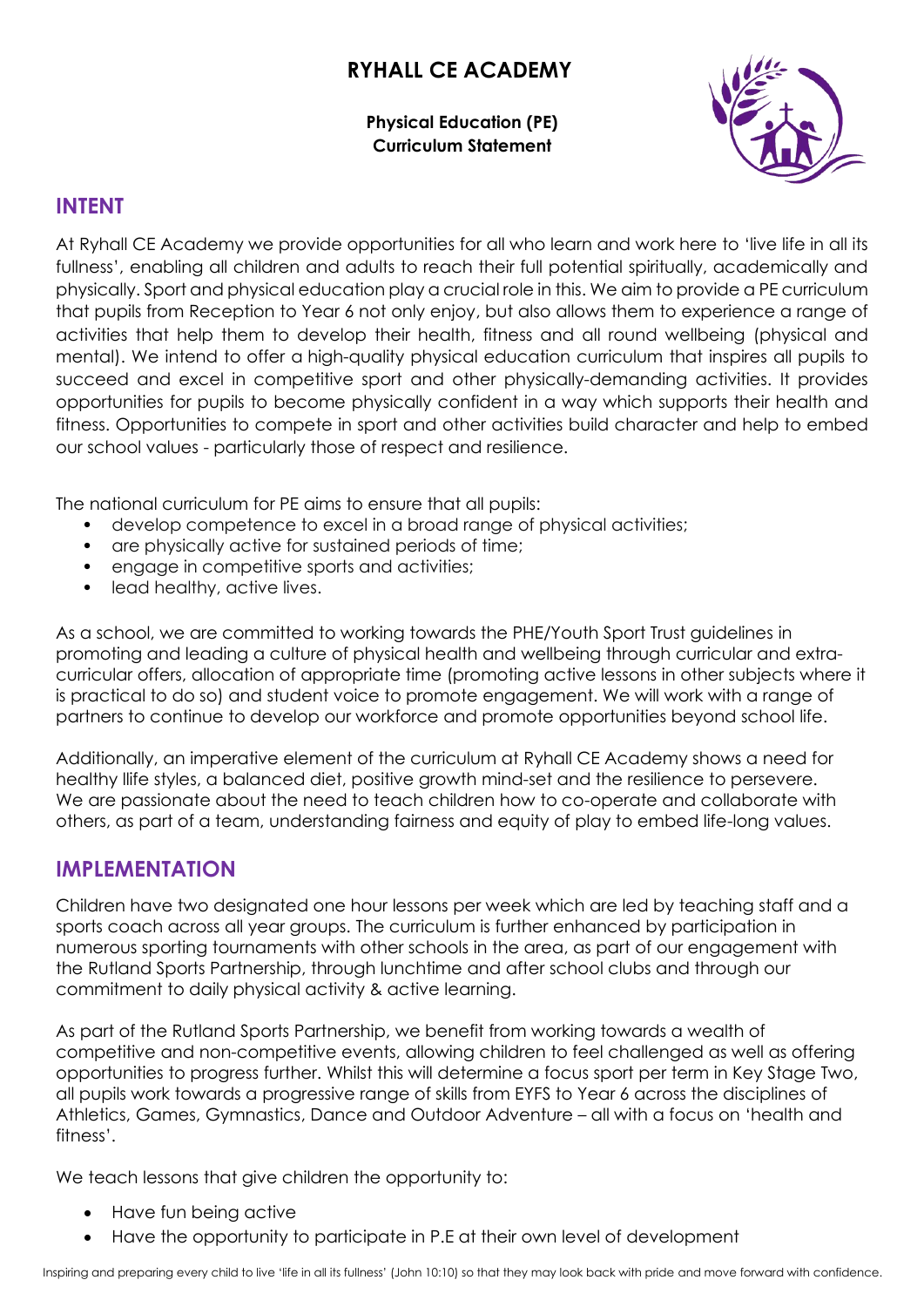# RYHALL CE ACADEMY

**Physical Education (PE)**
**Curriculum Statement**

## INTENT

At Ryhall CE Academy we provide opportunities for all who learn and work here to 'live life in all its fullness', enabling all children and adults to reach their full potential spiritually, academically and physically. Sport and physical education play a crucial role in this. We aim to provide a PE curriculum that pupils from Reception to Year 6 not only enjoy, but also allows them to experience a range of activities that help them to develop their health, fitness and all round wellbeing (physical and mental). We intend to offer a high-quality physical education curriculum that inspires all pupils to succeed and excel in competitive sport and other physically-demanding activities. It provides opportunities for pupils to become physically confident in a way which supports their health and fitness. Opportunities to compete in sport and other activities build character and help to embed our school values - particularly those of respect and resilience.

The national curriculum for PE aims to ensure that all pupils:

- develop competence to excel in a broad range of physical activities;
- are physically active for sustained periods of time;
- engage in competitive sports and activities;
- lead healthy, active lives.

As a school, we are committed to working towards the PHE/Youth Sport Trust guidelines in promoting and leading a culture of physical health and wellbeing through curricular and extra-curricular offers, allocation of appropriate time (promoting active lessons in other subjects where it is practical to do so) and student voice to promote engagement. We will work with a range of partners to continue to develop our workforce and promote opportunities beyond school life.

Additionally, an imperative element of the curriculum at Ryhall CE Academy shows a need for healthy llife styles, a balanced diet, positive growth mind-set and the resilience to persevere. We are passionate about the need to teach children how to co-operate and collaborate with others, as part of a team, understanding fairness and equity of play to embed life-long values.

## IMPLEMENTATION

Children have two designated one hour lessons per week which are led by teaching staff and a sports coach across all year groups. The curriculum is further enhanced by participation in numerous sporting tournaments with other schools in the area, as part of our engagement with the Rutland Sports Partnership, through lunchtime and after school clubs and through our commitment to daily physical activity & active learning.

As part of the Rutland Sports Partnership, we benefit from working towards a wealth of competitive and non-competitive events, allowing children to feel challenged as well as offering opportunities to progress further. Whilst this will determine a focus sport per term in Key Stage Two, all pupils work towards a progressive range of skills from EYFS to Year 6 across the disciplines of Athletics, Games, Gymnastics, Dance and Outdoor Adventure – all with a focus on 'health and fitness'.

We teach lessons that give children the opportunity to:

- Have fun being active
- Have the opportunity to participate in P.E at their own level of development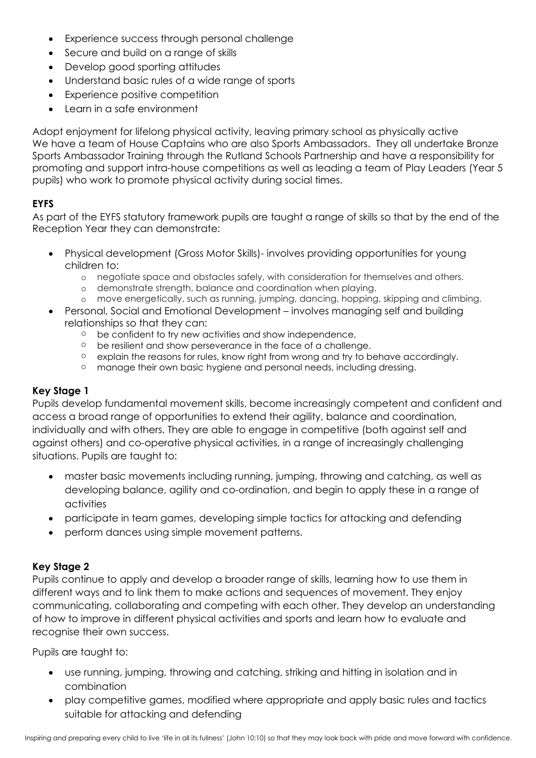- Experience success through personal challenge
- Secure and build on a range of skills
- Develop good sporting attitudes
- Understand basic rules of a wide range of sports
- Experience positive competition
- Learn in a safe environment

Adopt enjoyment for lifelong physical activity, leaving primary school as physically active
We have a team of House Captains who are also Sports Ambassadors. They all undertake Bronze Sports Ambassador Training through the Rutland Schools Partnership and have a responsibility for promoting and support intra-house competitions as well as leading a team of Play Leaders (Year 5 pupils) who work to promote physical activity during social times.

**EYFS**

As part of the EYFS statutory framework pupils are taught a range of skills so that by the end of the Reception Year they can demonstrate:

- Physical development (Gross Motor Skills)- involves providing opportunities for young children to:
    - negotiate space and obstacles safely, with consideration for themselves and others.
    - demonstrate strength, balance and coordination when playing.
    - move energetically, such as running, jumping, dancing, hopping, skipping and climbing.
- Personal, Social and Emotional Development – involves managing self and building relationships so that they can:
    - be confident to try new activities and show independence,
    - be resilient and show perseverance in the face of a challenge.
    - explain the reasons for rules, know right from wrong and try to behave accordingly.
    - manage their own basic hygiene and personal needs, including dressing.

**Key Stage 1**

Pupils develop fundamental movement skills, become increasingly competent and confident and access a broad range of opportunities to extend their agility, balance and coordination, individually and with others. They are able to engage in competitive (both against self and against others) and co-operative physical activities, in a range of increasingly challenging situations. Pupils are taught to:

- master basic movements including running, jumping, throwing and catching, as well as developing balance, agility and co-ordination, and begin to apply these in a range of activities
- participate in team games, developing simple tactics for attacking and defending
- perform dances using simple movement patterns.

**Key Stage 2**

Pupils continue to apply and develop a broader range of skills, learning how to use them in different ways and to link them to make actions and sequences of movement. They enjoy communicating, collaborating and competing with each other. They develop an understanding of how to improve in different physical activities and sports and learn how to evaluate and recognise their own success.

Pupils are taught to:

- use running, jumping, throwing and catching, striking and hitting in isolation and in combination
- play competitive games, modified where appropriate and apply basic rules and tactics suitable for attacking and defending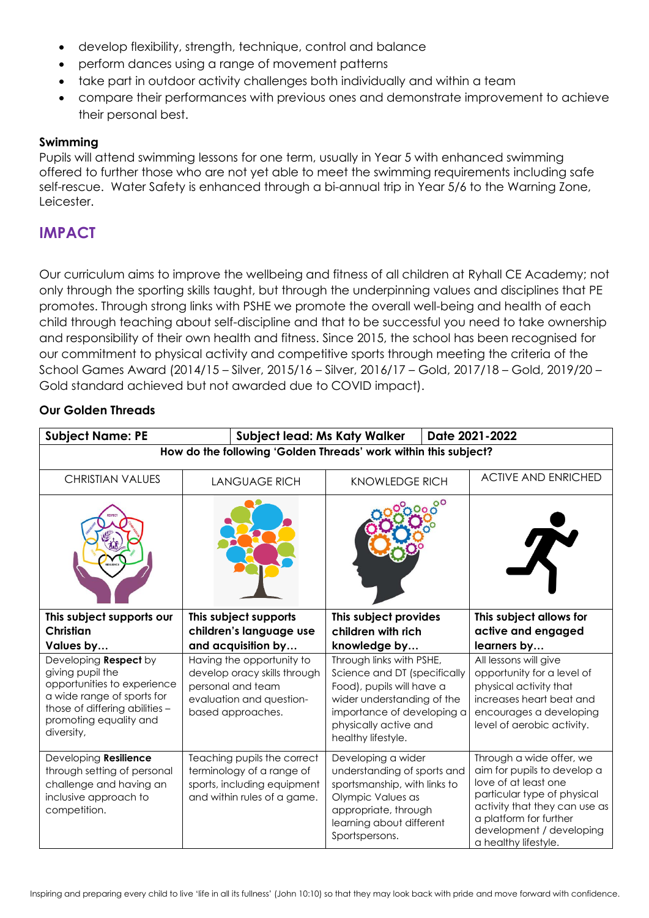- develop flexibility, strength, technique, control and balance
- perform dances using a range of movement patterns
- take part in outdoor activity challenges both individually and within a team
- compare their performances with previous ones and demonstrate improvement to achieve their personal best.

**Swimming**

Pupils will attend swimming lessons for one term, usually in Year 5 with enhanced swimming offered to further those who are not yet able to meet the swimming requirements including safe self-rescue. Water Safety is enhanced through a bi-annual trip in Year 5/6 to the Warning Zone, Leicester.

## IMPACT

Our curriculum aims to improve the wellbeing and fitness of all children at Ryhall CE Academy; not only through the sporting skills taught, but through the underpinning values and disciplines that PE promotes. Through strong links with PSHE we promote the overall well-being and health of each child through teaching about self-discipline and that to be successful you need to take ownership and responsibility of their own health and fitness. Since 2015, the school has been recognised for our commitment to physical activity and competitive sports through meeting the criteria of the School Games Award (2014/15 – Silver, 2015/16 – Silver, 2016/17 – Gold, 2017/18 – Gold, 2019/20 – Gold standard achieved but not awarded due to COVID impact).

**Our Golden Threads**

| **Subject Name: PE** | **Subject lead: Ms Katy Walker** | | **Date 2021-2022** |
|---|---|---|---|
| **How do the following 'Golden Threads' work within this subject?** | | | |
| CHRISTIAN VALUES | LANGUAGE RICH | KNOWLEDGE RICH | ACTIVE AND ENRICHED |
| **This subject supports our Christian Values by…** | **This subject supports children's language use and acquisition by…** | **This subject provides children with rich knowledge by…** | **This subject allows for active and engaged learners by…** |
| Developing **Respect** by giving pupil the opportunities to experience a wide range of sports for those of differing abilities – promoting equality and diversity, | Having the opportunity to develop oracy skills through personal and team evaluation and question-based approaches. | Through links with PSHE, Science and DT (specifically Food), pupils will have a wider understanding of the importance of developing a physically active and healthy lifestyle. | All lessons will give opportunity for a level of physical activity that increases heart beat and encourages a developing level of aerobic activity. |
| Developing **Resilience** through setting of personal challenge and having an inclusive approach to competition. | Teaching pupils the correct terminology of a range of sports, including equipment and within rules of a game. | Developing a wider understanding of sports and sportsmanship, with links to Olympic Values as appropriate, through learning about different Sportspersons. | Through a wide offer, we aim for pupils to develop a love of at least one particular type of physical activity that they can use as a platform for further development / developing a healthy lifestyle. |